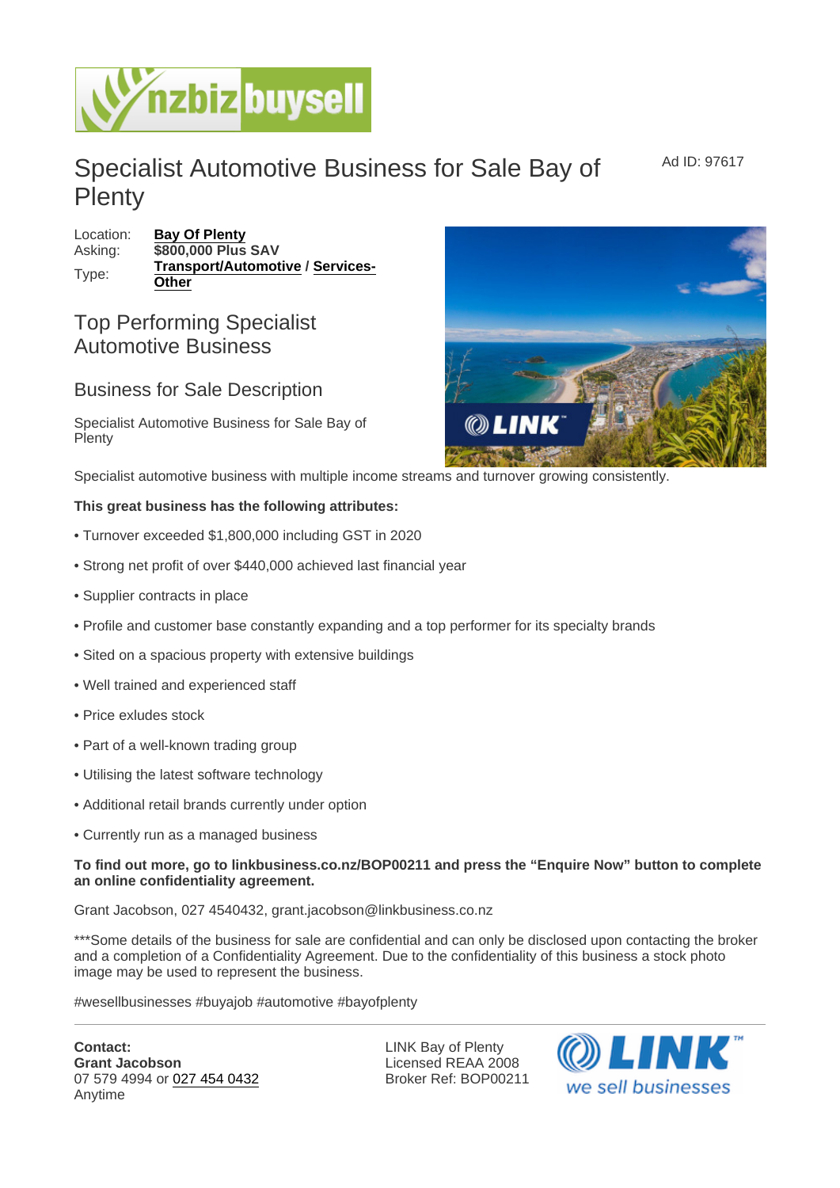# Specialist Automotive Business for Sale Bay of Plenty

Ad ID: 97617

Location: **Bay Of Plenty**
Asking: **$800,000 Plus SAV**
Type: **Transport/Automotive / Services-Other**

## Top Performing Specialist Automotive Business

## Business for Sale Description

Specialist Automotive Business for Sale Bay of Plenty

Specialist automotive business with multiple income streams and turnover growing consistently.

**This great business has the following attributes:**

• Turnover exceeded $1,800,000 including GST in 2020

• Strong net profit of over $440,000 achieved last financial year

• Supplier contracts in place

• Profile and customer base constantly expanding and a top performer for its specialty brands

• Sited on a spacious property with extensive buildings

• Well trained and experienced staff

• Price exludes stock

• Part of a well-known trading group

• Utilising the latest software technology

• Additional retail brands currently under option

• Currently run as a managed business

**To find out more, go to linkbusiness.co.nz/BOP00211 and press the "Enquire Now" button to complete an online confidentiality agreement.**

Grant Jacobson, 027 4540432, grant.jacobson@linkbusiness.co.nz

***Some details of the business for sale are confidential and can only be disclosed upon contacting the broker and a completion of a Confidentiality Agreement. Due to the confidentiality of this business a stock photo image may be used to represent the business.

#wesellbusinesses #buyajob #automotive #bayofplenty

**Contact:**
**Grant Jacobson**
07 579 4994 or 027 454 0432
Anytime

LINK Bay of Plenty
Licensed REAA 2008
Broker Ref: BOP00211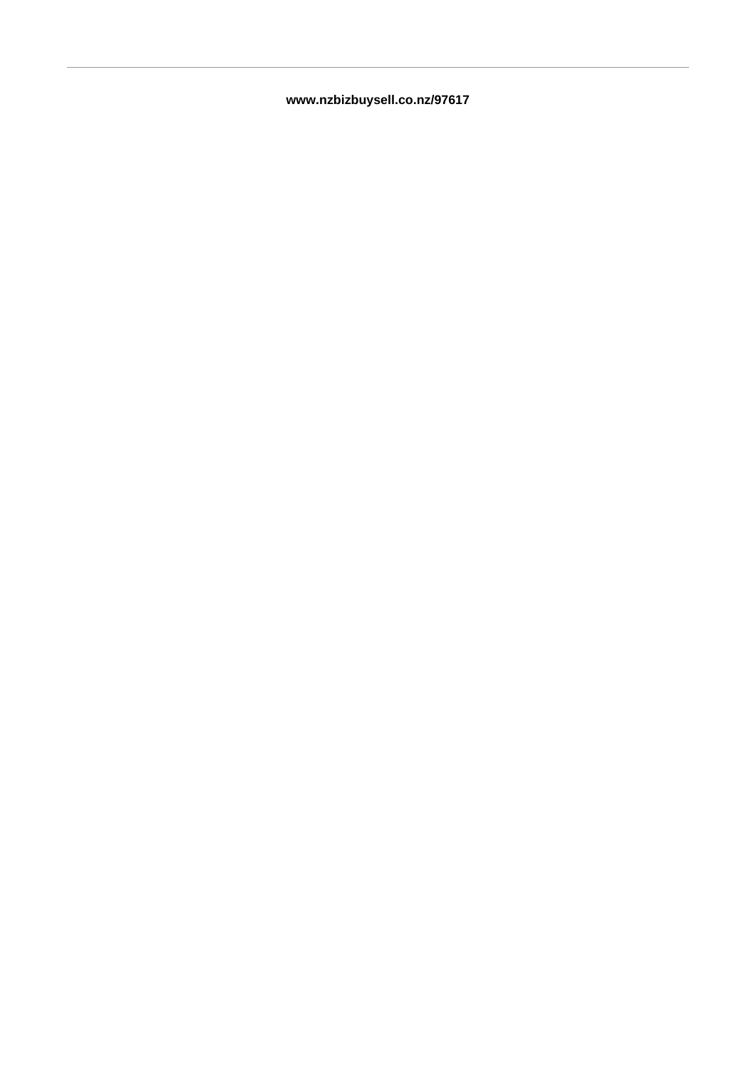**www.nzbizbuysell.co.nz/97617**